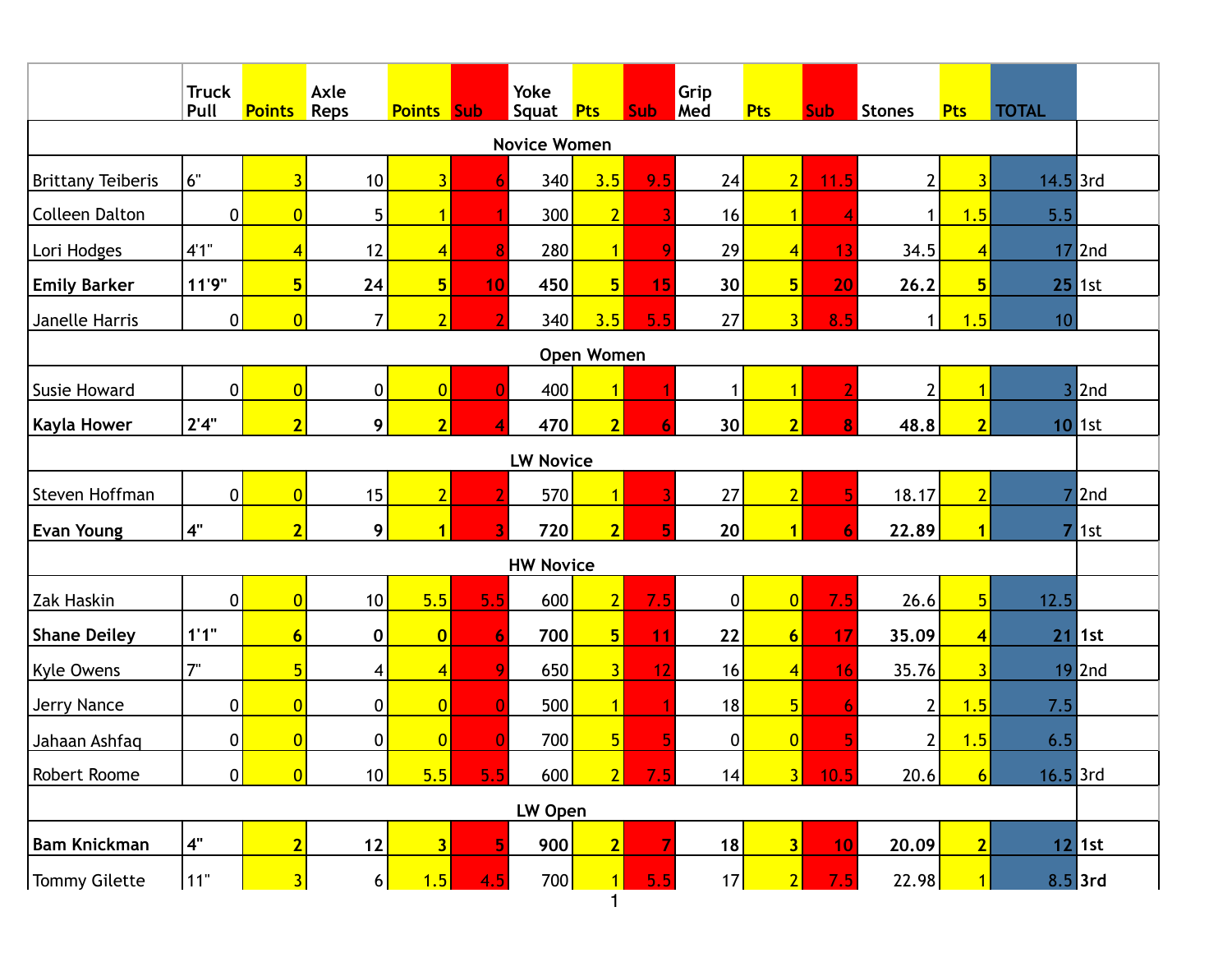| | Truck Pull | Points | Axle Reps | Points | Sub | Yoke Squat | Pts | Sub | Grip Med | Pts | Sub | Stones | Pts | TOTAL | |
|---|---|---|---|---|---|---|---|---|---|---|---|---|---|---|---|
| **Novice Women** | | | | | | | | | | | | | | | |
| Brittany Teiberis | 6" | 3 | 10 | 3 | 6 | 340 | 3.5 | 9.5 | 24 | 2 | 11.5 | 2 | 3 | 14.5 | 3rd |
| Colleen Dalton | 0 | 0 | 5 | 1 | 1 | 300 | 2 | 3 | 16 | 1 | 4 | 1 | 1.5 | 5.5 | |
| Lori Hodges | 4'1" | 4 | 12 | 4 | 8 | 280 | 1 | 9 | 29 | 4 | 13 | 34.5 | 4 | 17 | 2nd |
| **Emily Barker** | **11'9"** | **5** | **24** | **5** | **10** | **450** | **5** | **15** | **30** | **5** | **20** | **26.2** | **5** | **25** | 1st |
| Janelle Harris | 0 | 0 | 7 | 2 | 2 | 340 | 3.5 | 5.5 | 27 | 3 | 8.5 | 1 | 1.5 | 10 | |
| **Open Women** | | | | | | | | | | | | | | | |
| Susie Howard | 0 | 0 | 0 | 0 | 0 | 400 | 1 | 1 | 1 | 1 | 2 | 2 | 1 | 3 | 2nd |
| **Kayla Hower** | **2'4"** | **2** | **9** | **2** | **4** | **470** | **2** | **6** | **30** | **2** | **8** | **48.8** | **2** | **10** | 1st |
| **LW Novice** | | | | | | | | | | | | | | | |
| Steven Hoffman | 0 | 0 | 15 | 2 | 2 | 570 | 1 | 3 | 27 | 2 | 5 | 18.17 | 2 | 7 | 2nd |
| **Evan Young** | **4"** | **2** | **9** | **1** | **3** | **720** | **2** | **5** | **20** | **1** | **6** | **22.89** | **1** | **7** | 1st |
| **HW Novice** | | | | | | | | | | | | | | | |
| Zak Haskin | 0 | 0 | 10 | 5.5 | 5.5 | 600 | 2 | 7.5 | 0 | 0 | 7.5 | 26.6 | 5 | 12.5 | |
| **Shane Deiley** | **1'1"** | **6** | **0** | **0** | **6** | **700** | **5** | **11** | **22** | **6** | **17** | **35.09** | **4** | **21** | **1st** |
| Kyle Owens | 7" | 5 | 4 | 4 | 9 | 650 | 3 | 12 | 16 | 4 | 16 | 35.76 | 3 | 19 | 2nd |
| Jerry Nance | 0 | 0 | 0 | 0 | 0 | 500 | 1 | 1 | 18 | 5 | 6 | 2 | 1.5 | 7.5 | |
| Jahaan Ashfaq | 0 | 0 | 0 | 0 | 0 | 700 | 5 | 5 | 0 | 0 | 5 | 2 | 1.5 | 6.5 | |
| Robert Roome | 0 | 0 | 10 | 5.5 | 5.5 | 600 | 2 | 7.5 | 14 | 3 | 10.5 | 20.6 | 6 | 16.5 | 3rd |
| **LW Open** | | | | | | | | | | | | | | | |
| **Bam Knickman** | **4"** | **2** | **12** | **3** | **5** | **900** | **2** | **7** | **18** | **3** | **10** | **20.09** | **2** | **12** | 1st |
| Tommy Gilette | 11" | 3 | 6 | 1.5 | 4.5 | 700 | 1 | 5.5 | 17 | 2 | 7.5 | 22.98 | 1 | 8.5 | **3rd** |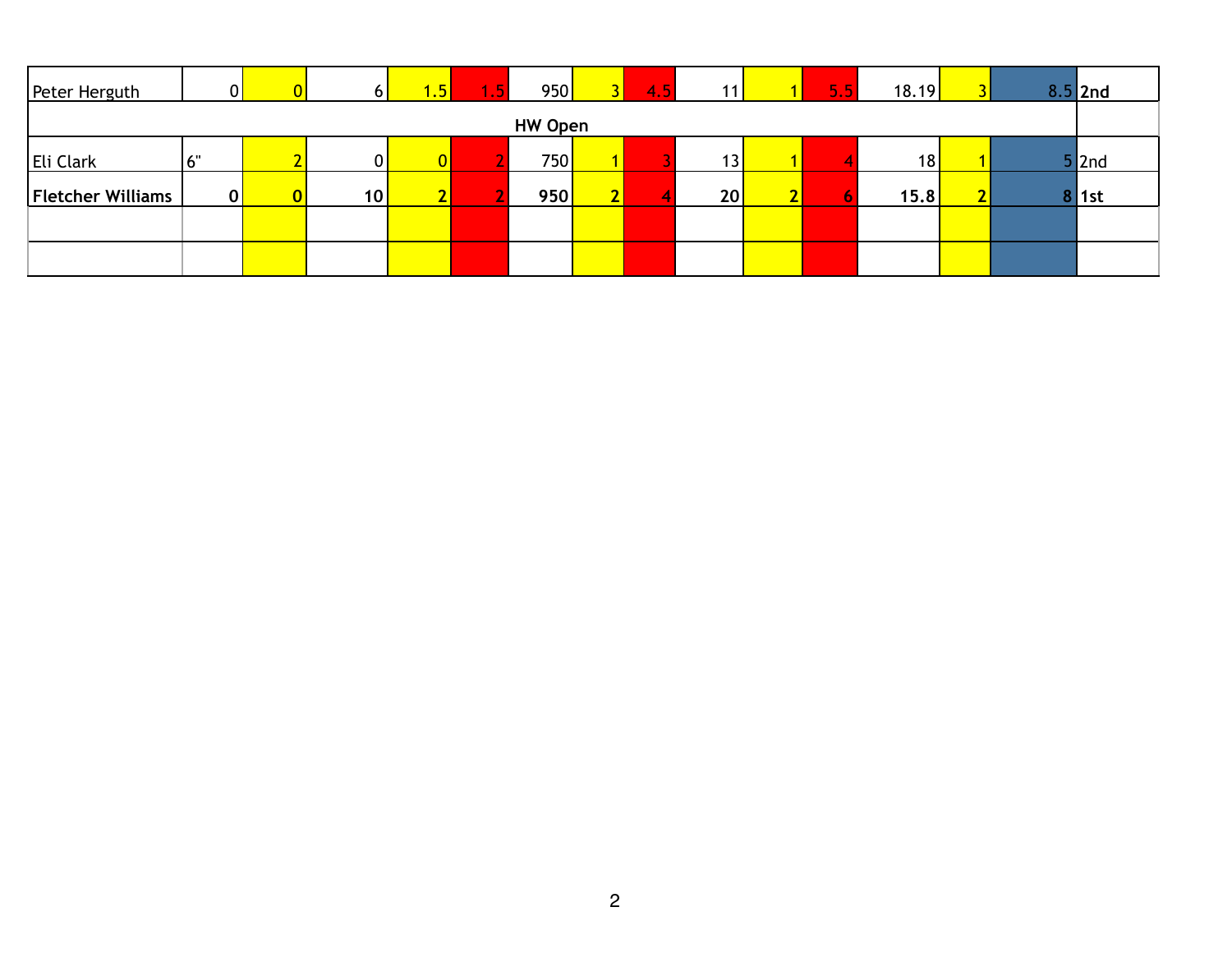| | | | | | | | | | | | | | | |
|---|---|---|---|---|---|---|---|---|---|---|---|---|---|---|
| Peter Herguth | 0 | 0 | 6 | 1.5 | 1.5 | 950 | 3 | 4.5 | 11 | 1 | 5.5 | 18.19 | 3 | 8.5 | **2nd** |
| | | | | | | | **HW Open** | | | | | | | | |
| Eli Clark | 6" | 2 | 0 | 0 | 2 | 750 | 1 | 3 | 13 | 1 | 4 | 18 | 1 | 5 | 2nd |
| **Fletcher Williams** | **0** | **0** | **10** | **2** | **2** | **950** | **2** | **4** | **20** | **2** | **6** | **15.8** | **2** | **8** | **1st** |
| | | | | | | | | | | | | | | | |
| | | | | | | | | | | | | | | | |